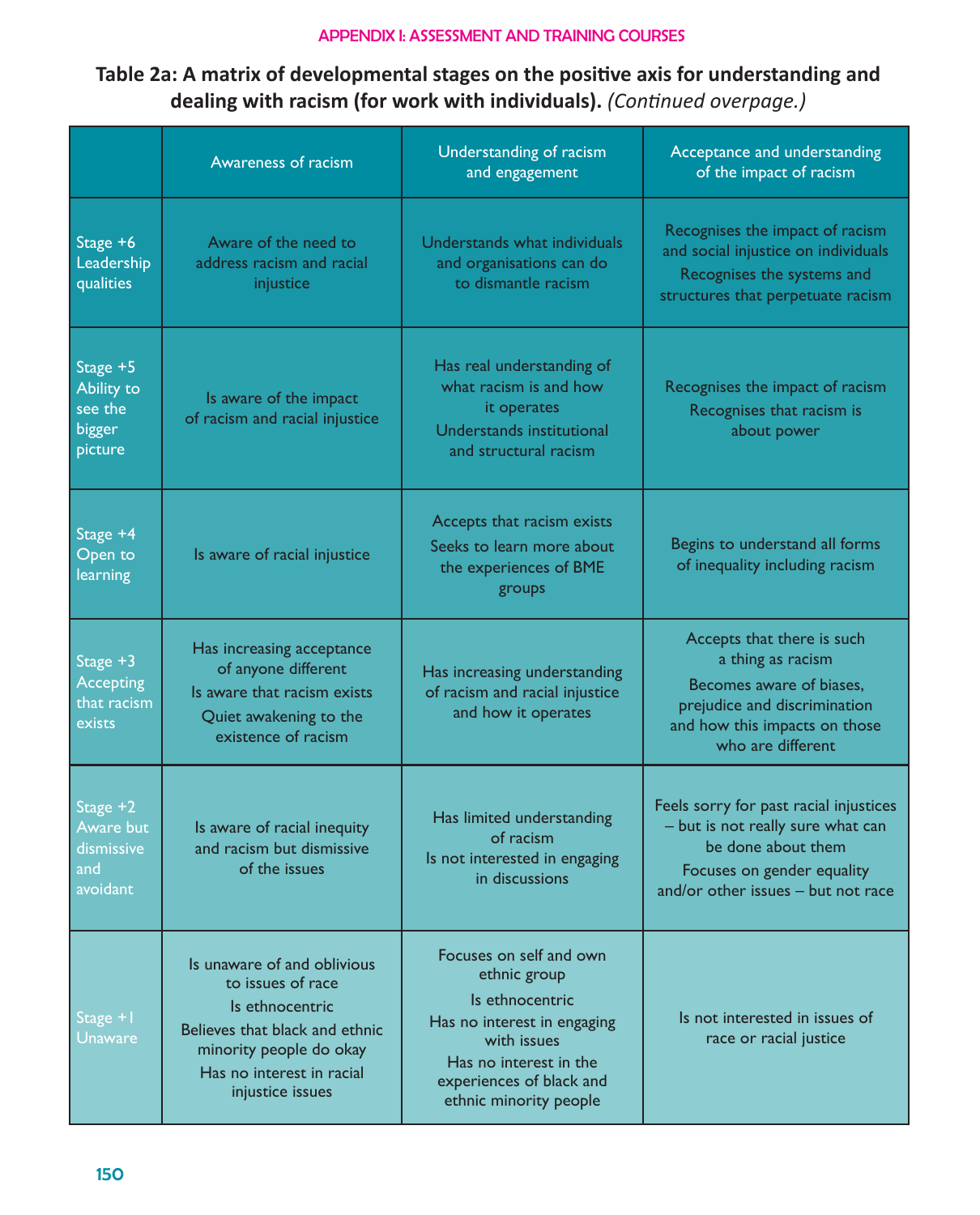APPENDIX I: ASSESSMENT AND TRAINING COURSES

**Table 2a: A matrix of developmental stages on the positive axis for understanding and dealing with racism (for work with individuals).** *(Continued overpage.)*

| | Awareness of racism | Understanding of racism and engagement | Acceptance and understanding of the impact of racism |
|---|---|---|---|
| Stage +6 Leadership qualities | Aware of the need to address racism and racial injustice | Understands what individuals and organisations can do to dismantle racism | Recognises the impact of racism and social injustice on individuals<br>Recognises the systems and structures that perpetuate racism |
| Stage +5 Ability to see the bigger picture | Is aware of the impact of racism and racial injustice | Has real understanding of what racism is and how it operates<br>Understands institutional and structural racism | Recognises the impact of racism<br>Recognises that racism is about power |
| Stage +4 Open to learning | Is aware of racial injustice | Accepts that racism exists<br>Seeks to learn more about the experiences of BME groups | Begins to understand all forms of inequality including racism |
| Stage +3 Accepting that racism exists | Has increasing acceptance of anyone different<br>Is aware that racism exists<br>Quiet awakening to the existence of racism | Has increasing understanding of racism and racial injustice and how it operates | Accepts that there is such a thing as racism<br>Becomes aware of biases, prejudice and discrimination and how this impacts on those who are different |
| Stage +2 Aware but dismissive and avoidant | Is aware of racial inequity and racism but dismissive of the issues | Has limited understanding of racism<br>Is not interested in engaging in discussions | Feels sorry for past racial injustices – but is not really sure what can be done about them<br>Focuses on gender equality and/or other issues – but not race |
| Stage +1 Unaware | Is unaware of and oblivious to issues of race<br>Is ethnocentric<br>Believes that black and ethnic minority people do okay<br>Has no interest in racial injustice issues | Focuses on self and own ethnic group<br>Is ethnocentric<br>Has no interest in engaging with issues<br>Has no interest in the experiences of black and ethnic minority people | Is not interested in issues of race or racial justice |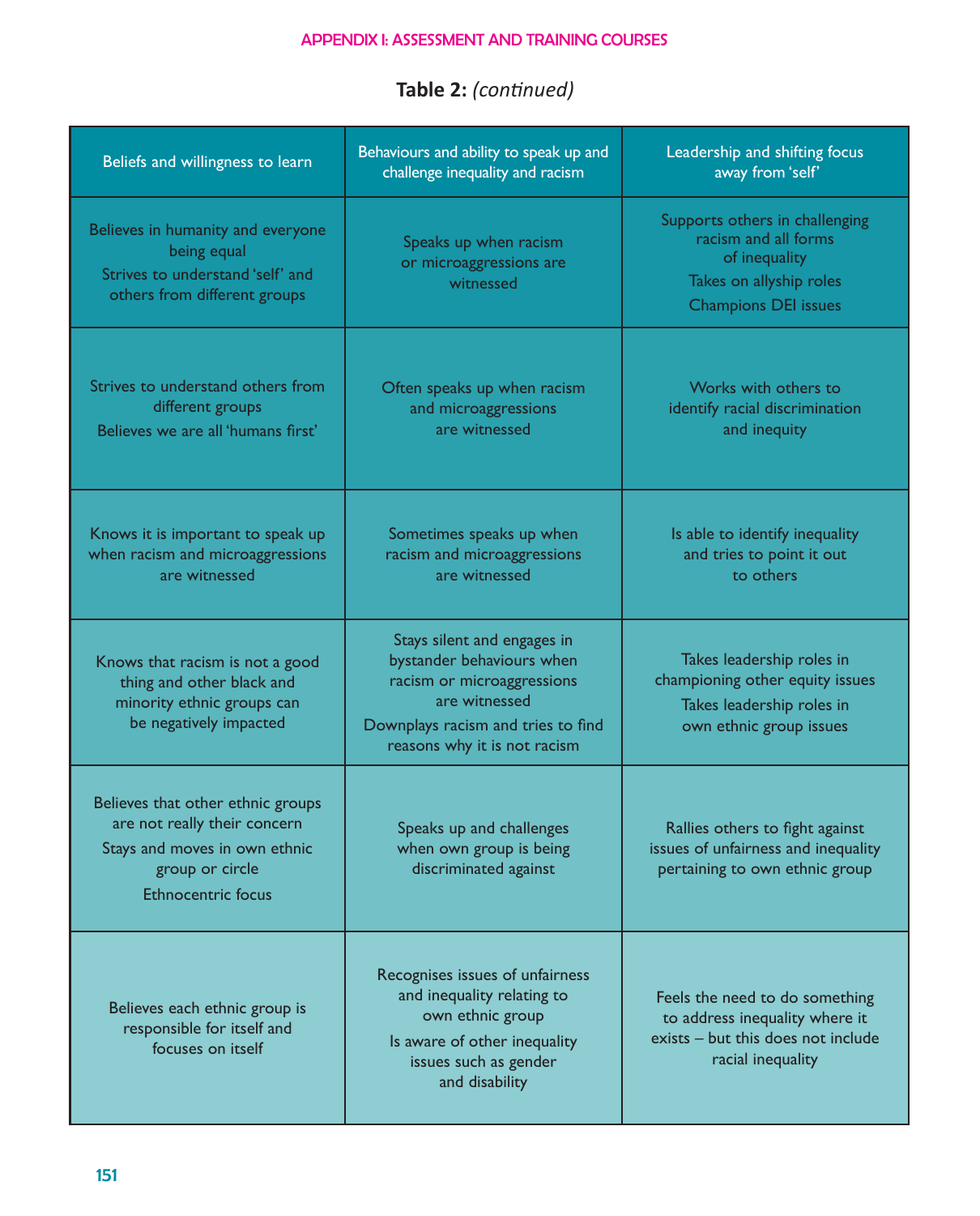**Table 2:** *(continued)*

| Beliefs and willingness to learn | Behaviours and ability to speak up and challenge inequality and racism | Leadership and shifting focus away from 'self' |
|---|---|---|
| Believes in humanity and everyone being equal<br>Strives to understand 'self' and others from different groups | Speaks up when racism or microaggressions are witnessed | Supports others in challenging racism and all forms of inequality<br>Takes on allyship roles<br>Champions DEI issues |
| Strives to understand others from different groups<br>Believes we are all 'humans first' | Often speaks up when racism and microaggressions are witnessed | Works with others to identify racial discrimination and inequity |
| Knows it is important to speak up when racism and microaggressions are witnessed | Sometimes speaks up when racism and microaggressions are witnessed | Is able to identify inequality and tries to point it out to others |
| Knows that racism is not a good thing and other black and minority ethnic groups can be negatively impacted | Stays silent and engages in bystander behaviours when racism or microaggressions are witnessed<br>Downplays racism and tries to find reasons why it is not racism | Takes leadership roles in championing other equity issues<br>Takes leadership roles in own ethnic group issues |
| Believes that other ethnic groups are not really their concern<br>Stays and moves in own ethnic group or circle<br>Ethnocentric focus | Speaks up and challenges when own group is being discriminated against | Rallies others to fight against issues of unfairness and inequality pertaining to own ethnic group |
| Believes each ethnic group is responsible for itself and focuses on itself | Recognises issues of unfairness and inequality relating to own ethnic group<br>Is aware of other inequality issues such as gender and disability | Feels the need to do something to address inequality where it exists – but this does not include racial inequality |